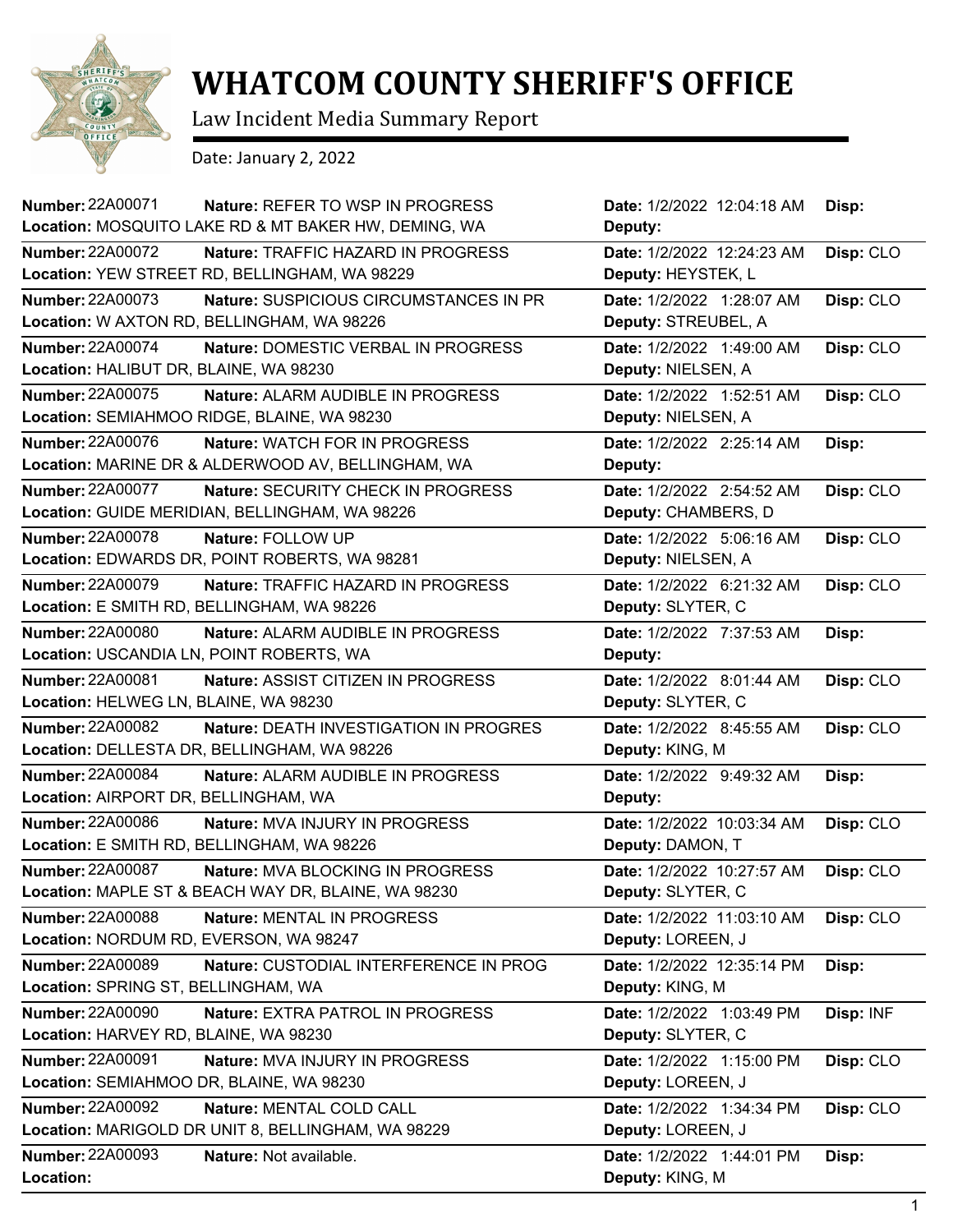# WHATCOM COUNTY SHERIFF'S OFFICE

Law Incident Media Summary Report

Date: January 2, 2022

| Number | Nature | Location | Date | Deputy | Disp |
|---|---|---|---|---|---|
| 22A00071 | REFER TO WSP IN PROGRESS | MOSQUITO LAKE RD & MT BAKER HW, DEMING, WA | 1/2/2022 12:04:18 AM | | |
| 22A00072 | TRAFFIC HAZARD IN PROGRESS | YEW STREET RD, BELLINGHAM, WA 98229 | 1/2/2022 12:24:23 AM | HEYSTEK, L | CLO |
| 22A00073 | SUSPICIOUS CIRCUMSTANCES IN PR | W AXTON RD, BELLINGHAM, WA 98226 | 1/2/2022 1:28:07 AM | STREUBEL, A | CLO |
| 22A00074 | DOMESTIC VERBAL IN PROGRESS | HALIBUT DR, BLAINE, WA 98230 | 1/2/2022 1:49:00 AM | NIELSEN, A | CLO |
| 22A00075 | ALARM AUDIBLE IN PROGRESS | SEMIAHMOO RIDGE, BLAINE, WA 98230 | 1/2/2022 1:52:51 AM | NIELSEN, A | CLO |
| 22A00076 | WATCH FOR IN PROGRESS | MARINE DR & ALDERWOOD AV, BELLINGHAM, WA | 1/2/2022 2:25:14 AM | | |
| 22A00077 | SECURITY CHECK IN PROGRESS | GUIDE MERIDIAN, BELLINGHAM, WA 98226 | 1/2/2022 2:54:52 AM | CHAMBERS, D | CLO |
| 22A00078 | FOLLOW UP | EDWARDS DR, POINT ROBERTS, WA 98281 | 1/2/2022 5:06:16 AM | NIELSEN, A | CLO |
| 22A00079 | TRAFFIC HAZARD IN PROGRESS | E SMITH RD, BELLINGHAM, WA 98226 | 1/2/2022 6:21:32 AM | SLYTER, C | CLO |
| 22A00080 | ALARM AUDIBLE IN PROGRESS | USCANDIA LN, POINT ROBERTS, WA | 1/2/2022 7:37:53 AM | | |
| 22A00081 | ASSIST CITIZEN IN PROGRESS | HELWEG LN, BLAINE, WA 98230 | 1/2/2022 8:01:44 AM | SLYTER, C | CLO |
| 22A00082 | DEATH INVESTIGATION IN PROGRES | DELLESTA DR, BELLINGHAM, WA 98226 | 1/2/2022 8:45:55 AM | KING, M | CLO |
| 22A00084 | ALARM AUDIBLE IN PROGRESS | AIRPORT DR, BELLINGHAM, WA | 1/2/2022 9:49:32 AM | | |
| 22A00086 | MVA INJURY IN PROGRESS | E SMITH RD, BELLINGHAM, WA 98226 | 1/2/2022 10:03:34 AM | DAMON, T | CLO |
| 22A00087 | MVA BLOCKING IN PROGRESS | MAPLE ST & BEACH WAY DR, BLAINE, WA 98230 | 1/2/2022 10:27:57 AM | SLYTER, C | CLO |
| 22A00088 | MENTAL IN PROGRESS | NORDUM RD, EVERSON, WA 98247 | 1/2/2022 11:03:10 AM | LOREEN, J | CLO |
| 22A00089 | CUSTODIAL INTERFERENCE IN PROG | SPRING ST, BELLINGHAM, WA | 1/2/2022 12:35:14 PM | KING, M | |
| 22A00090 | EXTRA PATROL IN PROGRESS | HARVEY RD, BLAINE, WA 98230 | 1/2/2022 1:03:49 PM | SLYTER, C | INF |
| 22A00091 | MVA INJURY IN PROGRESS | SEMIAHMOO DR, BLAINE, WA 98230 | 1/2/2022 1:15:00 PM | LOREEN, J | CLO |
| 22A00092 | MENTAL COLD CALL | MARIGOLD DR UNIT 8, BELLINGHAM, WA 98229 | 1/2/2022 1:34:34 PM | LOREEN, J | CLO |
| 22A00093 | Not available. | | 1/2/2022 1:44:01 PM | KING, M | |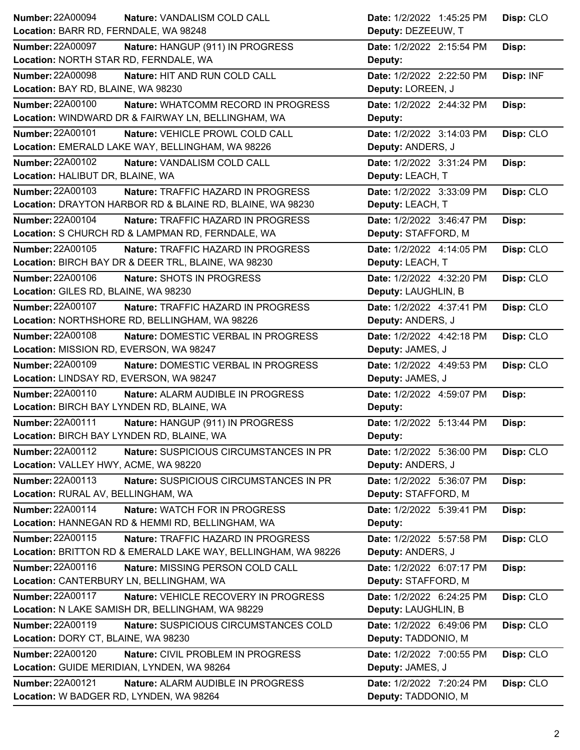| Number | Nature | Date | Disp | Location | Deputy |
|---|---|---|---|---|---|
| 22A00094 | VANDALISM COLD CALL | 1/2/2022 1:45:25 PM | CLO | BARR RD, FERNDALE, WA 98248 | DEZEEUW, T |
| 22A00097 | HANGUP (911) IN PROGRESS | 1/2/2022 2:15:54 PM | | NORTH STAR RD, FERNDALE, WA | |
| 22A00098 | HIT AND RUN COLD CALL | 1/2/2022 2:22:50 PM | INF | BAY RD, BLAINE, WA 98230 | LOREEN, J |
| 22A00100 | WHATCOMM RECORD IN PROGRESS | 1/2/2022 2:44:32 PM | | WINDWARD DR & FAIRWAY LN, BELLINGHAM, WA | |
| 22A00101 | VEHICLE PROWL COLD CALL | 1/2/2022 3:14:03 PM | CLO | EMERALD LAKE WAY, BELLINGHAM, WA 98226 | ANDERS, J |
| 22A00102 | VANDALISM COLD CALL | 1/2/2022 3:31:24 PM | | HALIBUT DR, BLAINE, WA | LEACH, T |
| 22A00103 | TRAFFIC HAZARD IN PROGRESS | 1/2/2022 3:33:09 PM | CLO | DRAYTON HARBOR RD & BLAINE RD, BLAINE, WA 98230 | LEACH, T |
| 22A00104 | TRAFFIC HAZARD IN PROGRESS | 1/2/2022 3:46:47 PM | | S CHURCH RD & LAMPMAN RD, FERNDALE, WA | STAFFORD, M |
| 22A00105 | TRAFFIC HAZARD IN PROGRESS | 1/2/2022 4:14:05 PM | CLO | BIRCH BAY DR & DEER TRL, BLAINE, WA 98230 | LEACH, T |
| 22A00106 | SHOTS IN PROGRESS | 1/2/2022 4:32:20 PM | CLO | GILES RD, BLAINE, WA 98230 | LAUGHLIN, B |
| 22A00107 | TRAFFIC HAZARD IN PROGRESS | 1/2/2022 4:37:41 PM | CLO | NORTHSHORE RD, BELLINGHAM, WA 98226 | ANDERS, J |
| 22A00108 | DOMESTIC VERBAL IN PROGRESS | 1/2/2022 4:42:18 PM | CLO | MISSION RD, EVERSON, WA 98247 | JAMES, J |
| 22A00109 | DOMESTIC VERBAL IN PROGRESS | 1/2/2022 4:49:53 PM | CLO | LINDSAY RD, EVERSON, WA 98247 | JAMES, J |
| 22A00110 | ALARM AUDIBLE IN PROGRESS | 1/2/2022 4:59:07 PM | | BIRCH BAY LYNDEN RD, BLAINE, WA | |
| 22A00111 | HANGUP (911) IN PROGRESS | 1/2/2022 5:13:44 PM | | BIRCH BAY LYNDEN RD, BLAINE, WA | |
| 22A00112 | SUSPICIOUS CIRCUMSTANCES IN PR | 1/2/2022 5:36:00 PM | CLO | VALLEY HWY, ACME, WA 98220 | ANDERS, J |
| 22A00113 | SUSPICIOUS CIRCUMSTANCES IN PR | 1/2/2022 5:36:07 PM | | RURAL AV, BELLINGHAM, WA | STAFFORD, M |
| 22A00114 | WATCH FOR IN PROGRESS | 1/2/2022 5:39:41 PM | | HANNEGAN RD & HEMMI RD, BELLINGHAM, WA | |
| 22A00115 | TRAFFIC HAZARD IN PROGRESS | 1/2/2022 5:57:58 PM | CLO | BRITTON RD & EMERALD LAKE WAY, BELLINGHAM, WA 98226 | ANDERS, J |
| 22A00116 | MISSING PERSON COLD CALL | 1/2/2022 6:07:17 PM | | CANTERBURY LN, BELLINGHAM, WA | STAFFORD, M |
| 22A00117 | VEHICLE RECOVERY IN PROGRESS | 1/2/2022 6:24:25 PM | CLO | N LAKE SAMISH DR, BELLINGHAM, WA 98229 | LAUGHLIN, B |
| 22A00119 | SUSPICIOUS CIRCUMSTANCES COLD | 1/2/2022 6:49:06 PM | CLO | DORY CT, BLAINE, WA 98230 | TADDONIO, M |
| 22A00120 | CIVIL PROBLEM IN PROGRESS | 1/2/2022 7:00:55 PM | CLO | GUIDE MERIDIAN, LYNDEN, WA 98264 | JAMES, J |
| 22A00121 | ALARM AUDIBLE IN PROGRESS | 1/2/2022 7:20:24 PM | CLO | W BADGER RD, LYNDEN, WA 98264 | TADDONIO, M |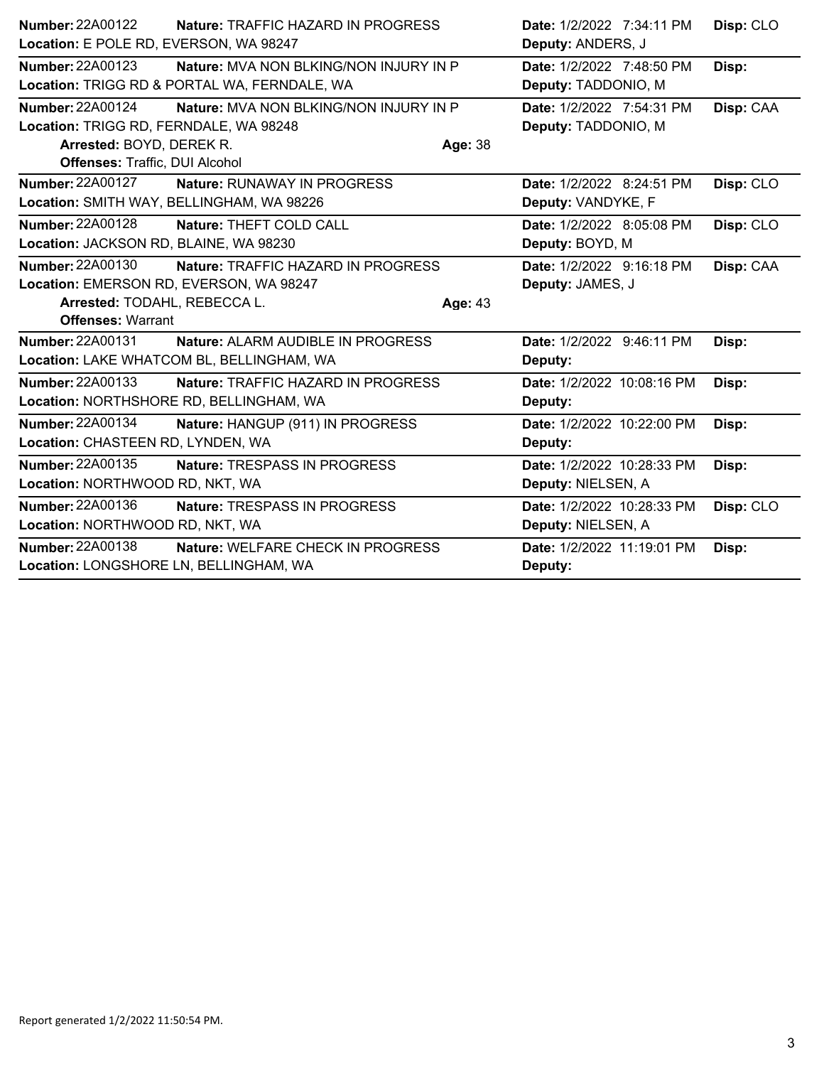**Number:** 22A00122 **Nature:** TRAFFIC HAZARD IN PROGRESS **Date:** 1/2/2022 7:34:11 PM **Disp:** CLO
**Location:** E POLE RD, EVERSON, WA 98247 **Deputy:** ANDERS, J

---

**Number:** 22A00123 **Nature:** MVA NON BLKING/NON INJURY IN P **Date:** 1/2/2022 7:48:50 PM **Disp:**
**Location:** TRIGG RD & PORTAL WA, FERNDALE, WA **Deputy:** TADDONIO, M

---

**Number:** 22A00124 **Nature:** MVA NON BLKING/NON INJURY IN P **Date:** 1/2/2022 7:54:31 PM **Disp:** CAA
**Location:** TRIGG RD, FERNDALE, WA 98248 **Deputy:** TADDONIO, M
**Arrested:** BOYD, DEREK R. **Age:** 38
**Offenses:** Traffic, DUI Alcohol

---

**Number:** 22A00127 **Nature:** RUNAWAY IN PROGRESS **Date:** 1/2/2022 8:24:51 PM **Disp:** CLO
**Location:** SMITH WAY, BELLINGHAM, WA 98226 **Deputy:** VANDYKE, F

---

**Number:** 22A00128 **Nature:** THEFT COLD CALL **Date:** 1/2/2022 8:05:08 PM **Disp:** CLO
**Location:** JACKSON RD, BLAINE, WA 98230 **Deputy:** BOYD, M

---

**Number:** 22A00130 **Nature:** TRAFFIC HAZARD IN PROGRESS **Date:** 1/2/2022 9:16:18 PM **Disp:** CAA
**Location:** EMERSON RD, EVERSON, WA 98247 **Deputy:** JAMES, J
**Arrested:** TODAHL, REBECCA L. **Age:** 43
**Offenses:** Warrant

---

**Number:** 22A00131 **Nature:** ALARM AUDIBLE IN PROGRESS **Date:** 1/2/2022 9:46:11 PM **Disp:**
**Location:** LAKE WHATCOM BL, BELLINGHAM, WA **Deputy:**

---

**Number:** 22A00133 **Nature:** TRAFFIC HAZARD IN PROGRESS **Date:** 1/2/2022 10:08:16 PM **Disp:**
**Location:** NORTHSHORE RD, BELLINGHAM, WA **Deputy:**

---

**Number:** 22A00134 **Nature:** HANGUP (911) IN PROGRESS **Date:** 1/2/2022 10:22:00 PM **Disp:**
**Location:** CHASTEEN RD, LYNDEN, WA **Deputy:**

---

**Number:** 22A00135 **Nature:** TRESPASS IN PROGRESS **Date:** 1/2/2022 10:28:33 PM **Disp:**
**Location:** NORTHWOOD RD, NKT, WA **Deputy:** NIELSEN, A

---

**Number:** 22A00136 **Nature:** TRESPASS IN PROGRESS **Date:** 1/2/2022 10:28:33 PM **Disp:** CLO
**Location:** NORTHWOOD RD, NKT, WA **Deputy:** NIELSEN, A

---

**Number:** 22A00138 **Nature:** WELFARE CHECK IN PROGRESS **Date:** 1/2/2022 11:19:01 PM **Disp:**
**Location:** LONGSHORE LN, BELLINGHAM, WA **Deputy:**

---

Report generated 1/2/2022 11:50:54 PM.